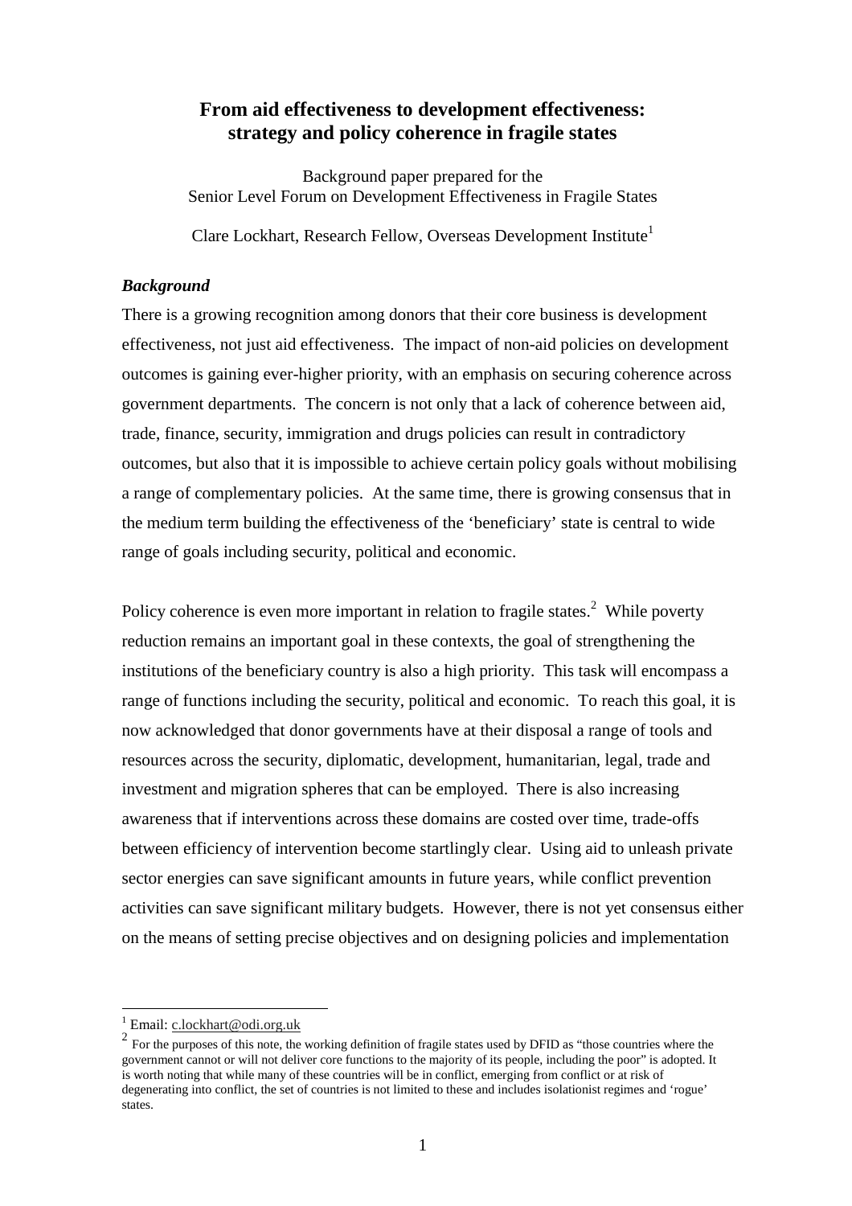# From aid effectiveness to development effectiveness: strategy and policy coherence in fragile states

Background paper prepared for the
Senior Level Forum on Development Effectiveness in Fragile States

Clare Lockhart, Research Fellow, Overseas Development Institute[1]

### *Background*

There is a growing recognition among donors that their core business is development effectiveness, not just aid effectiveness. The impact of non-aid policies on development outcomes is gaining ever-higher priority, with an emphasis on securing coherence across government departments. The concern is not only that a lack of coherence between aid, trade, finance, security, immigration and drugs policies can result in contradictory outcomes, but also that it is impossible to achieve certain policy goals without mobilising a range of complementary policies. At the same time, there is growing consensus that in the medium term building the effectiveness of the 'beneficiary' state is central to wide range of goals including security, political and economic.

Policy coherence is even more important in relation to fragile states.[2] While poverty reduction remains an important goal in these contexts, the goal of strengthening the institutions of the beneficiary country is also a high priority. This task will encompass a range of functions including the security, political and economic. To reach this goal, it is now acknowledged that donor governments have at their disposal a range of tools and resources across the security, diplomatic, development, humanitarian, legal, trade and investment and migration spheres that can be employed. There is also increasing awareness that if interventions across these domains are costed over time, trade-offs between efficiency of intervention become startlingly clear. Using aid to unleash private sector energies can save significant amounts in future years, while conflict prevention activities can save significant military budgets. However, there is not yet consensus either on the means of setting precise objectives and on designing policies and implementation

---

[1] Email: c.lockhart@odi.org.uk

[2] For the purposes of this note, the working definition of fragile states used by DFID as "those countries where the government cannot or will not deliver core functions to the majority of its people, including the poor" is adopted. It is worth noting that while many of these countries will be in conflict, emerging from conflict or at risk of degenerating into conflict, the set of countries is not limited to these and includes isolationist regimes and 'rogue' states.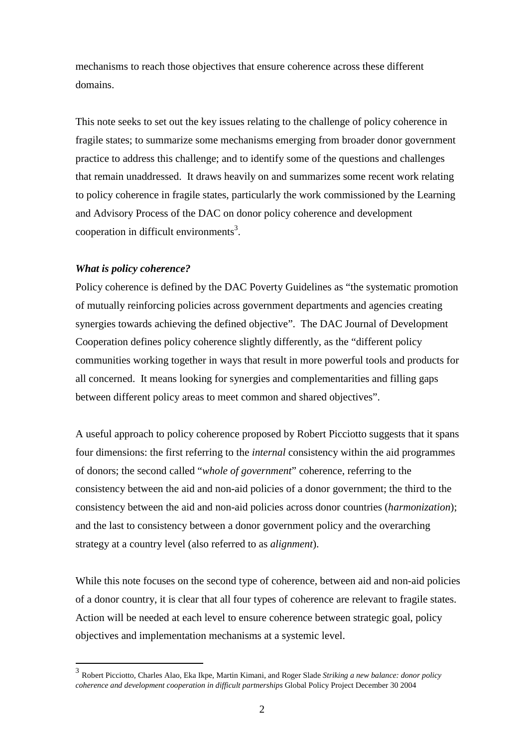mechanisms to reach those objectives that ensure coherence across these different domains.

This note seeks to set out the key issues relating to the challenge of policy coherence in fragile states; to summarize some mechanisms emerging from broader donor government practice to address this challenge; and to identify some of the questions and challenges that remain unaddressed. It draws heavily on and summarizes some recent work relating to policy coherence in fragile states, particularly the work commissioned by the Learning and Advisory Process of the DAC on donor policy coherence and development cooperation in difficult environments[3].

***What is policy coherence?***

Policy coherence is defined by the DAC Poverty Guidelines as "the systematic promotion of mutually reinforcing policies across government departments and agencies creating synergies towards achieving the defined objective". The DAC Journal of Development Cooperation defines policy coherence slightly differently, as the "different policy communities working together in ways that result in more powerful tools and products for all concerned. It means looking for synergies and complementarities and filling gaps between different policy areas to meet common and shared objectives".

A useful approach to policy coherence proposed by Robert Picciotto suggests that it spans four dimensions: the first referring to the *internal* consistency within the aid programmes of donors; the second called "*whole of government*" coherence, referring to the consistency between the aid and non-aid policies of a donor government; the third to the consistency between the aid and non-aid policies across donor countries (*harmonization*); and the last to consistency between a donor government policy and the overarching strategy at a country level (also referred to as *alignment*).

While this note focuses on the second type of coherence, between aid and non-aid policies of a donor country, it is clear that all four types of coherence are relevant to fragile states. Action will be needed at each level to ensure coherence between strategic goal, policy objectives and implementation mechanisms at a systemic level.

---

[3] Robert Picciotto, Charles Alao, Eka Ikpe, Martin Kimani, and Roger Slade *Striking a new balance: donor policy coherence and development cooperation in difficult partnerships* Global Policy Project December 30 2004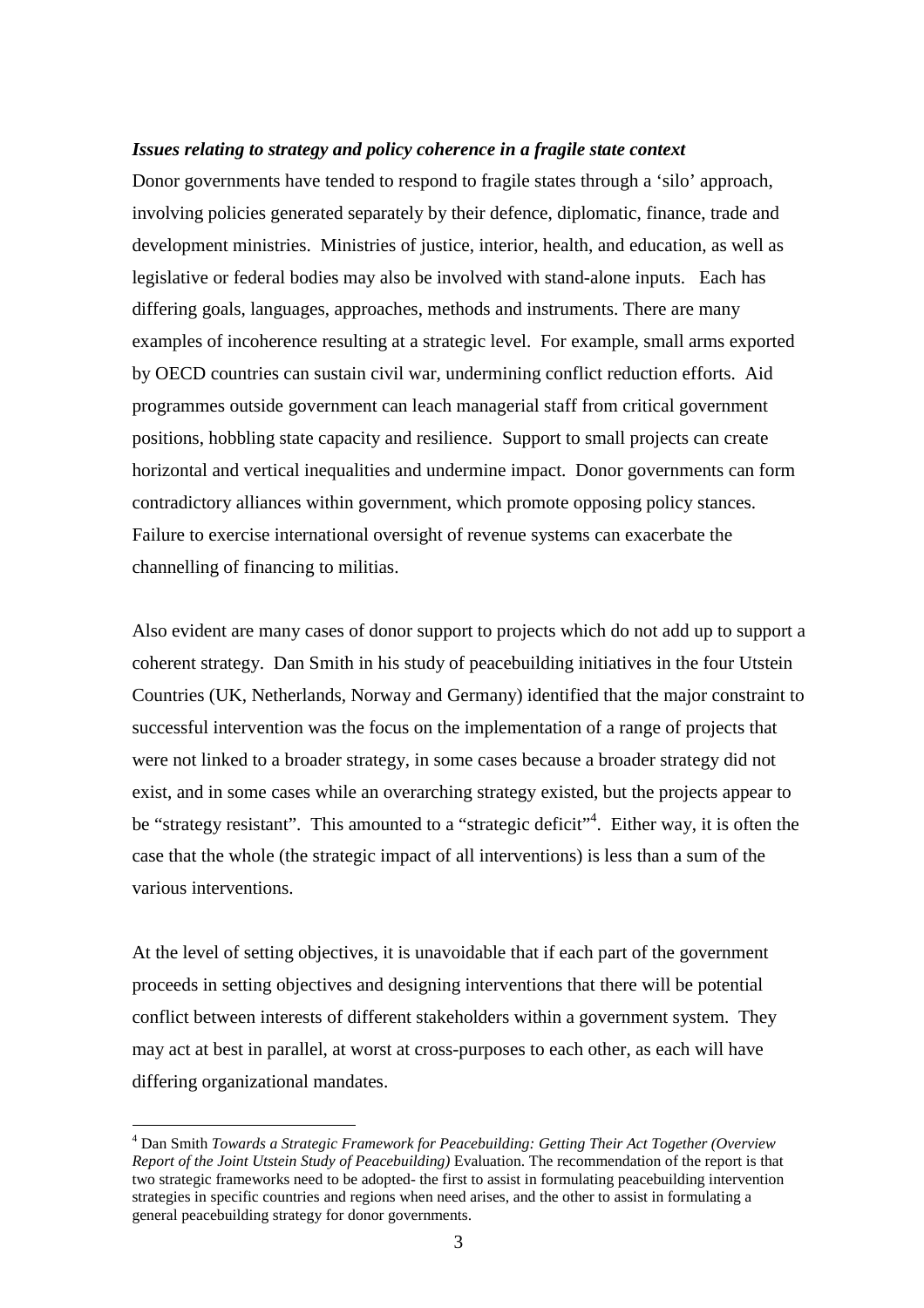***Issues relating to strategy and policy coherence in a fragile state context***

Donor governments have tended to respond to fragile states through a 'silo' approach, involving policies generated separately by their defence, diplomatic, finance, trade and development ministries. Ministries of justice, interior, health, and education, as well as legislative or federal bodies may also be involved with stand-alone inputs. Each has differing goals, languages, approaches, methods and instruments. There are many examples of incoherence resulting at a strategic level. For example, small arms exported by OECD countries can sustain civil war, undermining conflict reduction efforts. Aid programmes outside government can leach managerial staff from critical government positions, hobbling state capacity and resilience. Support to small projects can create horizontal and vertical inequalities and undermine impact. Donor governments can form contradictory alliances within government, which promote opposing policy stances. Failure to exercise international oversight of revenue systems can exacerbate the channelling of financing to militias.

Also evident are many cases of donor support to projects which do not add up to support a coherent strategy. Dan Smith in his study of peacebuilding initiatives in the four Utstein Countries (UK, Netherlands, Norway and Germany) identified that the major constraint to successful intervention was the focus on the implementation of a range of projects that were not linked to a broader strategy, in some cases because a broader strategy did not exist, and in some cases while an overarching strategy existed, but the projects appear to be "strategy resistant". This amounted to a "strategic deficit"[4]. Either way, it is often the case that the whole (the strategic impact of all interventions) is less than a sum of the various interventions.

At the level of setting objectives, it is unavoidable that if each part of the government proceeds in setting objectives and designing interventions that there will be potential conflict between interests of different stakeholders within a government system. They may act at best in parallel, at worst at cross-purposes to each other, as each will have differing organizational mandates.

---

[4] Dan Smith *Towards a Strategic Framework for Peacebuilding: Getting Their Act Together (Overview Report of the Joint Utstein Study of Peacebuilding)* Evaluation. The recommendation of the report is that two strategic frameworks need to be adopted- the first to assist in formulating peacebuilding intervention strategies in specific countries and regions when need arises, and the other to assist in formulating a general peacebuilding strategy for donor governments.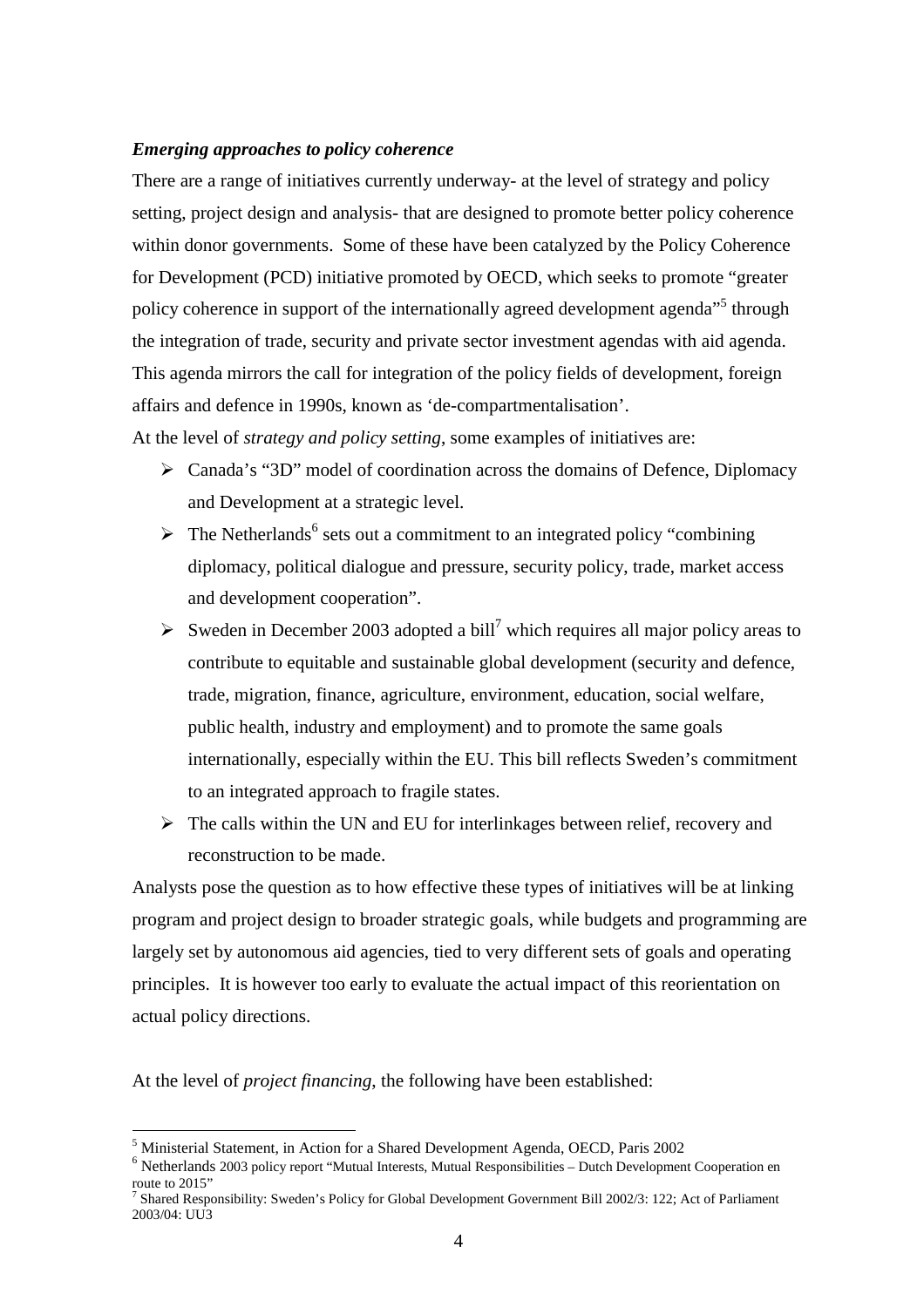***Emerging approaches to policy coherence***

There are a range of initiatives currently underway- at the level of strategy and policy setting, project design and analysis- that are designed to promote better policy coherence within donor governments. Some of these have been catalyzed by the Policy Coherence for Development (PCD) initiative promoted by OECD, which seeks to promote "greater policy coherence in support of the internationally agreed development agenda"[5] through the integration of trade, security and private sector investment agendas with aid agenda. This agenda mirrors the call for integration of the policy fields of development, foreign affairs and defence in 1990s, known as 'de-compartmentalisation'.

At the level of *strategy and policy setting*, some examples of initiatives are:

- Canada's "3D" model of coordination across the domains of Defence, Diplomacy and Development at a strategic level.
- The Netherlands[6] sets out a commitment to an integrated policy "combining diplomacy, political dialogue and pressure, security policy, trade, market access and development cooperation".
- Sweden in December 2003 adopted a bill[7] which requires all major policy areas to contribute to equitable and sustainable global development (security and defence, trade, migration, finance, agriculture, environment, education, social welfare, public health, industry and employment) and to promote the same goals internationally, especially within the EU. This bill reflects Sweden's commitment to an integrated approach to fragile states.
- The calls within the UN and EU for interlinkages between relief, recovery and reconstruction to be made.

Analysts pose the question as to how effective these types of initiatives will be at linking program and project design to broader strategic goals, while budgets and programming are largely set by autonomous aid agencies, tied to very different sets of goals and operating principles. It is however too early to evaluate the actual impact of this reorientation on actual policy directions.

At the level of *project financing*, the following have been established:

---

[5] Ministerial Statement, in Action for a Shared Development Agenda, OECD, Paris 2002

[6] Netherlands 2003 policy report "Mutual Interests, Mutual Responsibilities – Dutch Development Cooperation en route to 2015"

[7] Shared Responsibility: Sweden's Policy for Global Development Government Bill 2002/3: 122; Act of Parliament 2003/04: UU3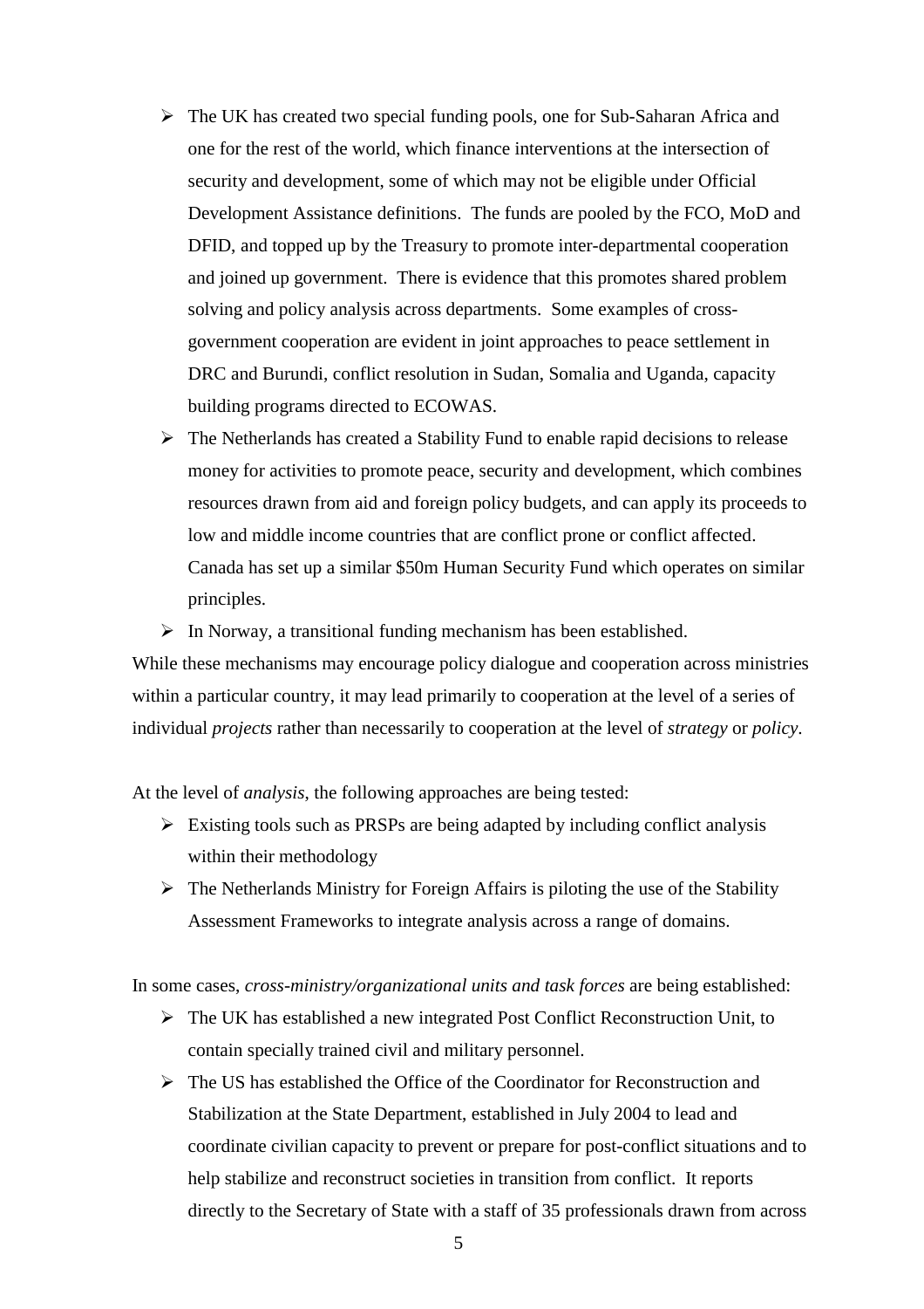- The UK has created two special funding pools, one for Sub-Saharan Africa and one for the rest of the world, which finance interventions at the intersection of security and development, some of which may not be eligible under Official Development Assistance definitions. The funds are pooled by the FCO, MoD and DFID, and topped up by the Treasury to promote inter-departmental cooperation and joined up government. There is evidence that this promotes shared problem solving and policy analysis across departments. Some examples of cross-government cooperation are evident in joint approaches to peace settlement in DRC and Burundi, conflict resolution in Sudan, Somalia and Uganda, capacity building programs directed to ECOWAS.
- The Netherlands has created a Stability Fund to enable rapid decisions to release money for activities to promote peace, security and development, which combines resources drawn from aid and foreign policy budgets, and can apply its proceeds to low and middle income countries that are conflict prone or conflict affected. Canada has set up a similar $50m Human Security Fund which operates on similar principles.
- In Norway, a transitional funding mechanism has been established.

While these mechanisms may encourage policy dialogue and cooperation across ministries within a particular country, it may lead primarily to cooperation at the level of a series of individual *projects* rather than necessarily to cooperation at the level of *strategy* or *policy*.

At the level of *analysis*, the following approaches are being tested:

- Existing tools such as PRSPs are being adapted by including conflict analysis within their methodology
- The Netherlands Ministry for Foreign Affairs is piloting the use of the Stability Assessment Frameworks to integrate analysis across a range of domains.

In some cases, *cross-ministry/organizational units and task forces* are being established:

- The UK has established a new integrated Post Conflict Reconstruction Unit, to contain specially trained civil and military personnel.
- The US has established the Office of the Coordinator for Reconstruction and Stabilization at the State Department, established in July 2004 to lead and coordinate civilian capacity to prevent or prepare for post-conflict situations and to help stabilize and reconstruct societies in transition from conflict. It reports directly to the Secretary of State with a staff of 35 professionals drawn from across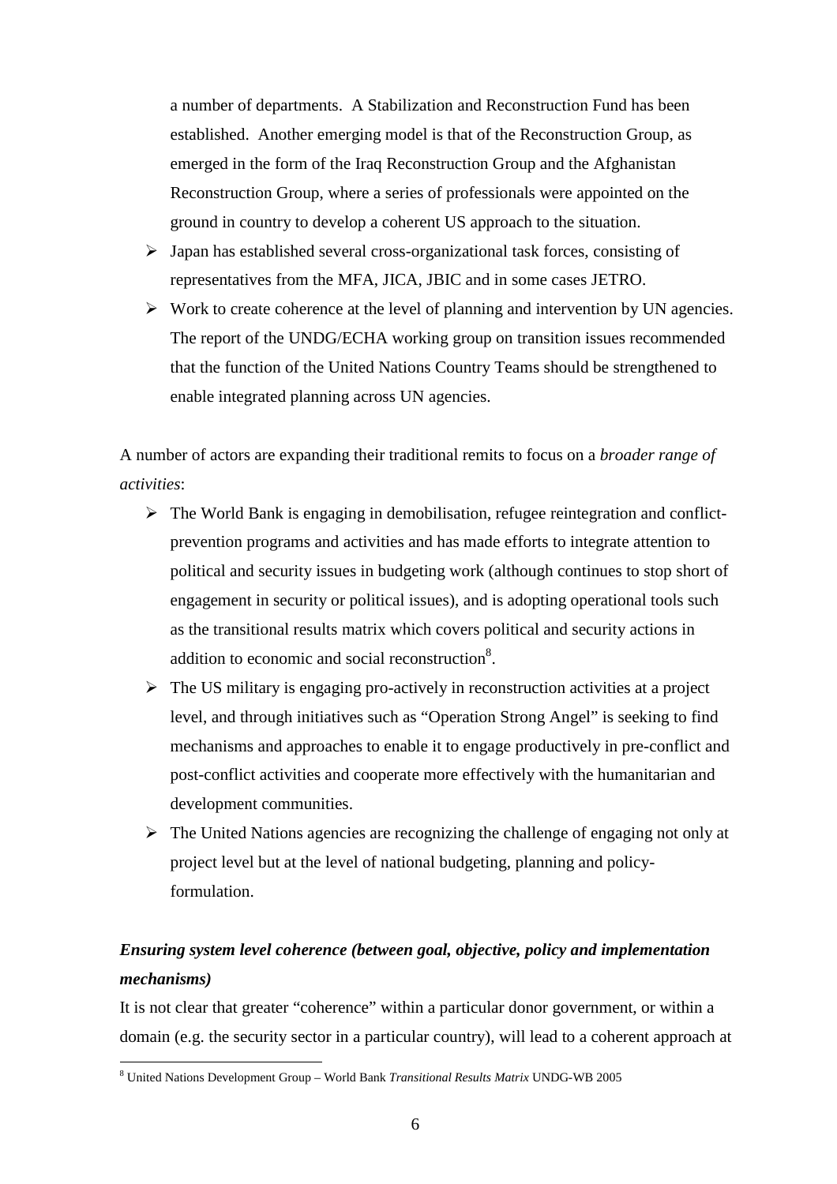a number of departments. A Stabilization and Reconstruction Fund has been established. Another emerging model is that of the Reconstruction Group, as emerged in the form of the Iraq Reconstruction Group and the Afghanistan Reconstruction Group, where a series of professionals were appointed on the ground in country to develop a coherent US approach to the situation.

- Japan has established several cross-organizational task forces, consisting of representatives from the MFA, JICA, JBIC and in some cases JETRO.
- Work to create coherence at the level of planning and intervention by UN agencies. The report of the UNDG/ECHA working group on transition issues recommended that the function of the United Nations Country Teams should be strengthened to enable integrated planning across UN agencies.

A number of actors are expanding their traditional remits to focus on a *broader range of activities*:

- The World Bank is engaging in demobilisation, refugee reintegration and conflict-prevention programs and activities and has made efforts to integrate attention to political and security issues in budgeting work (although continues to stop short of engagement in security or political issues), and is adopting operational tools such as the transitional results matrix which covers political and security actions in addition to economic and social reconstruction[8].
- The US military is engaging pro-actively in reconstruction activities at a project level, and through initiatives such as "Operation Strong Angel" is seeking to find mechanisms and approaches to enable it to engage productively in pre-conflict and post-conflict activities and cooperate more effectively with the humanitarian and development communities.
- The United Nations agencies are recognizing the challenge of engaging not only at project level but at the level of national budgeting, planning and policy-formulation.

***Ensuring system level coherence (between goal, objective, policy and implementation mechanisms)***

It is not clear that greater "coherence" within a particular donor government, or within a domain (e.g. the security sector in a particular country), will lead to a coherent approach at

[8] United Nations Development Group – World Bank *Transitional Results Matrix* UNDG-WB 2005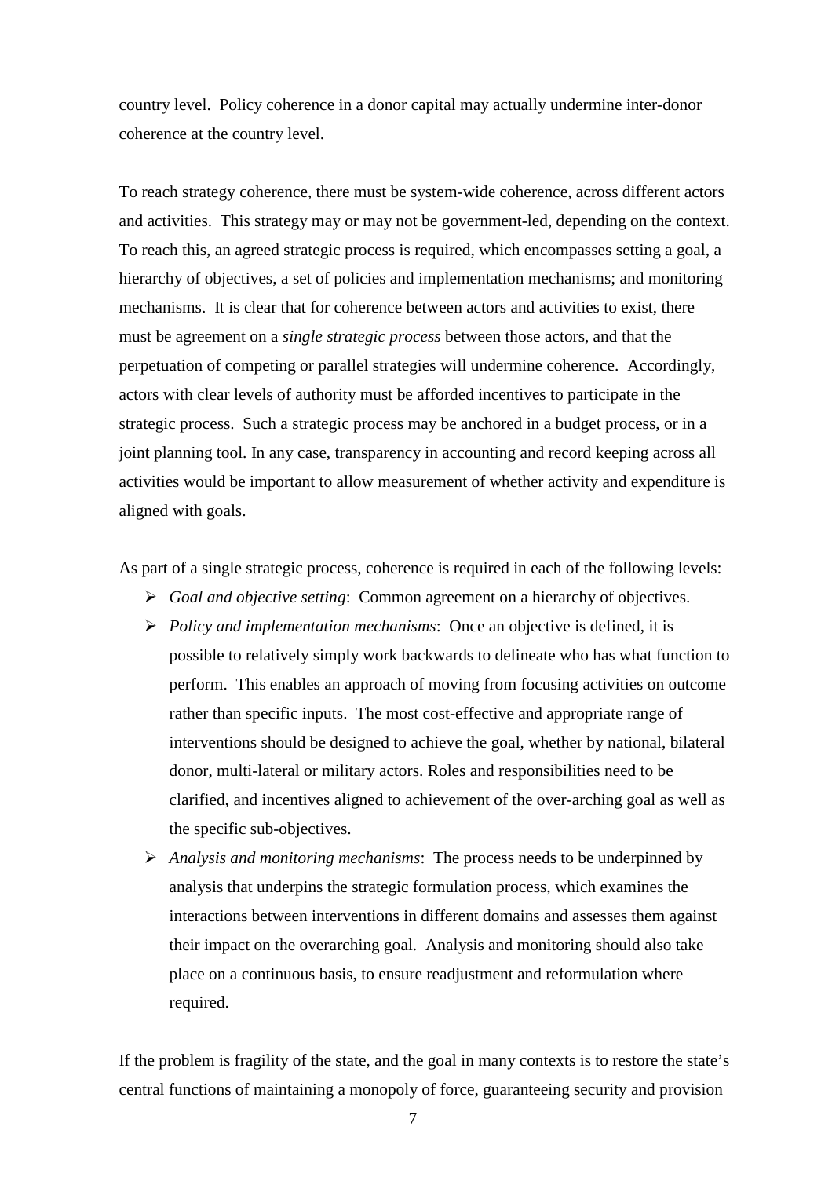country level. Policy coherence in a donor capital may actually undermine inter-donor coherence at the country level.

To reach strategy coherence, there must be system-wide coherence, across different actors and activities. This strategy may or may not be government-led, depending on the context. To reach this, an agreed strategic process is required, which encompasses setting a goal, a hierarchy of objectives, a set of policies and implementation mechanisms; and monitoring mechanisms. It is clear that for coherence between actors and activities to exist, there must be agreement on a *single strategic process* between those actors, and that the perpetuation of competing or parallel strategies will undermine coherence. Accordingly, actors with clear levels of authority must be afforded incentives to participate in the strategic process. Such a strategic process may be anchored in a budget process, or in a joint planning tool. In any case, transparency in accounting and record keeping across all activities would be important to allow measurement of whether activity and expenditure is aligned with goals.

As part of a single strategic process, coherence is required in each of the following levels:

- *Goal and objective setting*: Common agreement on a hierarchy of objectives.
- *Policy and implementation mechanisms*: Once an objective is defined, it is possible to relatively simply work backwards to delineate who has what function to perform. This enables an approach of moving from focusing activities on outcome rather than specific inputs. The most cost-effective and appropriate range of interventions should be designed to achieve the goal, whether by national, bilateral donor, multi-lateral or military actors. Roles and responsibilities need to be clarified, and incentives aligned to achievement of the over-arching goal as well as the specific sub-objectives.
- *Analysis and monitoring mechanisms*: The process needs to be underpinned by analysis that underpins the strategic formulation process, which examines the interactions between interventions in different domains and assesses them against their impact on the overarching goal. Analysis and monitoring should also take place on a continuous basis, to ensure readjustment and reformulation where required.

If the problem is fragility of the state, and the goal in many contexts is to restore the state's central functions of maintaining a monopoly of force, guaranteeing security and provision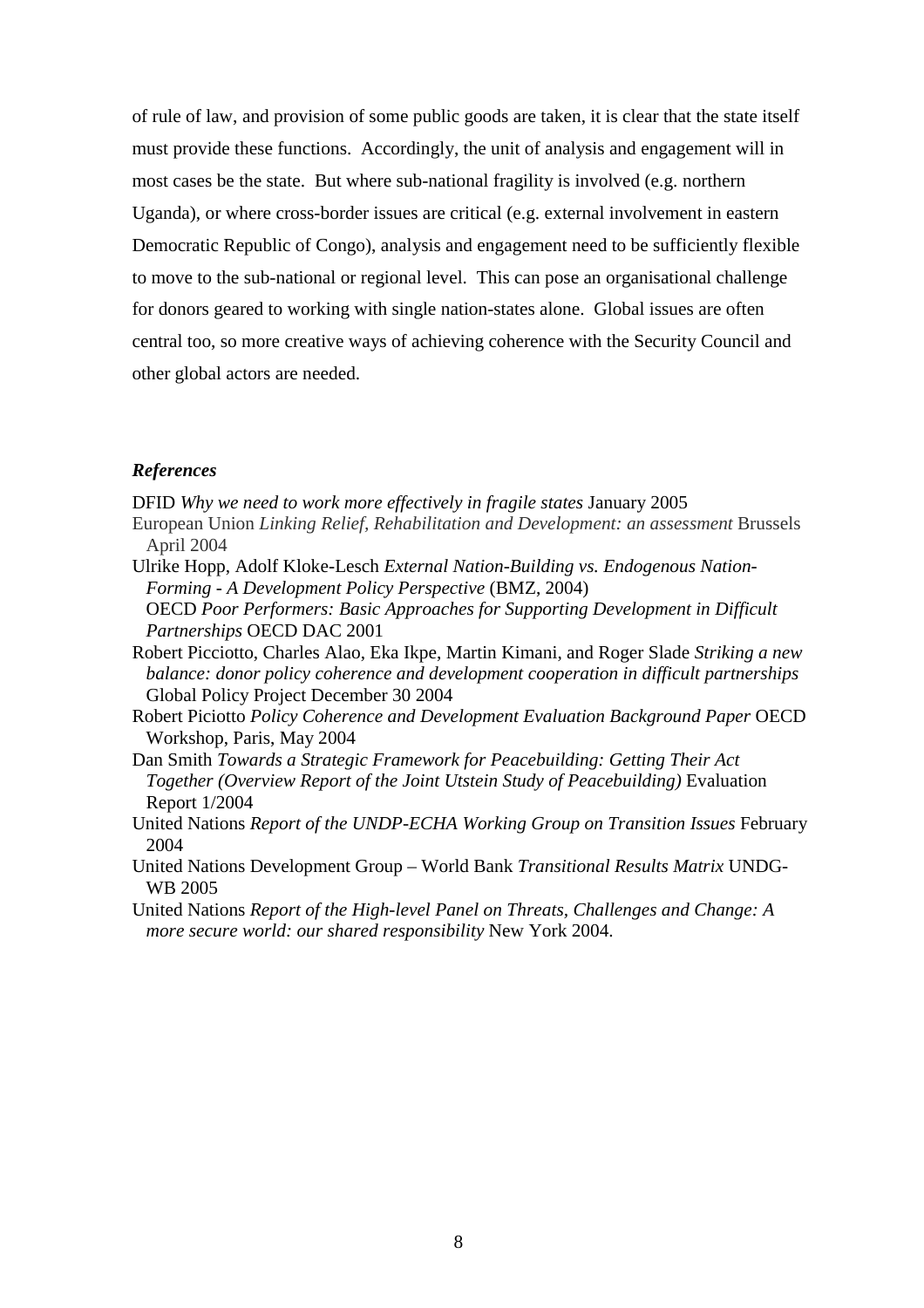of rule of law, and provision of some public goods are taken, it is clear that the state itself must provide these functions. Accordingly, the unit of analysis and engagement will in most cases be the state. But where sub-national fragility is involved (e.g. northern Uganda), or where cross-border issues are critical (e.g. external involvement in eastern Democratic Republic of Congo), analysis and engagement need to be sufficiently flexible to move to the sub-national or regional level. This can pose an organisational challenge for donors geared to working with single nation-states alone. Global issues are often central too, so more creative ways of achieving coherence with the Security Council and other global actors are needed.

### *References*

DFID *Why we need to work more effectively in fragile states* January 2005

European Union *Linking Relief, Rehabilitation and Development: an assessment* Brussels April 2004

Ulrike Hopp, Adolf Kloke-Lesch *External Nation-Building vs. Endogenous Nation-Forming - A Development Policy Perspective* (BMZ, 2004)

OECD *Poor Performers: Basic Approaches for Supporting Development in Difficult Partnerships* OECD DAC 2001

Robert Picciotto, Charles Alao, Eka Ikpe, Martin Kimani, and Roger Slade *Striking a new balance: donor policy coherence and development cooperation in difficult partnerships* Global Policy Project December 30 2004

Robert Piciotto *Policy Coherence and Development Evaluation Background Paper* OECD Workshop, Paris, May 2004

Dan Smith *Towards a Strategic Framework for Peacebuilding: Getting Their Act Together (Overview Report of the Joint Utstein Study of Peacebuilding)* Evaluation Report 1/2004

United Nations *Report of the UNDP-ECHA Working Group on Transition Issues* February 2004

United Nations Development Group – World Bank *Transitional Results Matrix* UNDG-WB 2005

United Nations *Report of the High-level Panel on Threats, Challenges and Change: A more secure world: our shared responsibility* New York 2004.